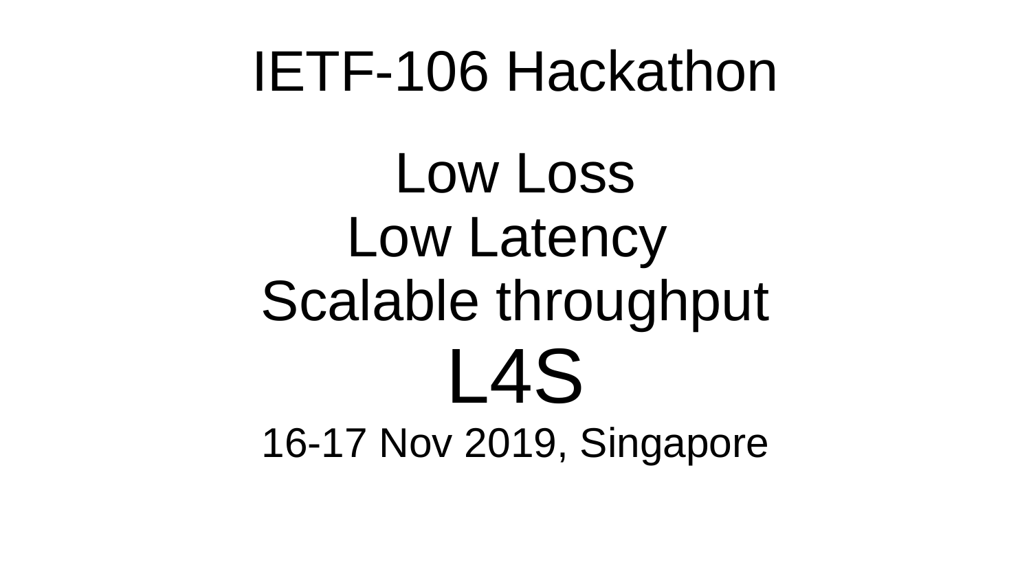# IETF-106 Hackathon

## Low Loss
## Low Latency
## Scalable throughput

# L4S

16-17 Nov 2019, Singapore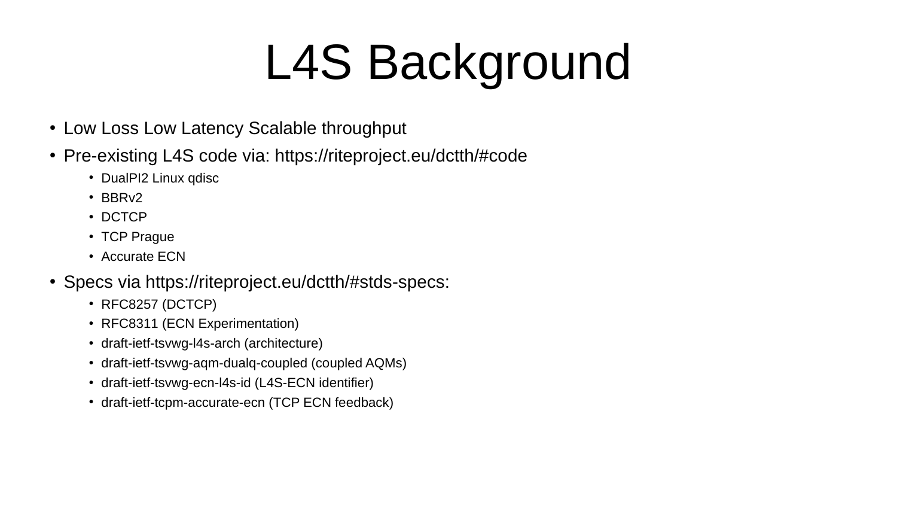# L4S Background

- Low Loss Low Latency Scalable throughput
- Pre-existing L4S code via: https://riteproject.eu/dctth/#code
  - DualPI2 Linux qdisc
  - BBRv2
  - DCTCP
  - TCP Prague
  - Accurate ECN
- Specs via https://riteproject.eu/dctth/#stds-specs:
  - RFC8257 (DCTCP)
  - RFC8311 (ECN Experimentation)
  - draft-ietf-tsvwg-l4s-arch (architecture)
  - draft-ietf-tsvwg-aqm-dualq-coupled (coupled AQMs)
  - draft-ietf-tsvwg-ecn-l4s-id (L4S-ECN identifier)
  - draft-ietf-tcpm-accurate-ecn (TCP ECN feedback)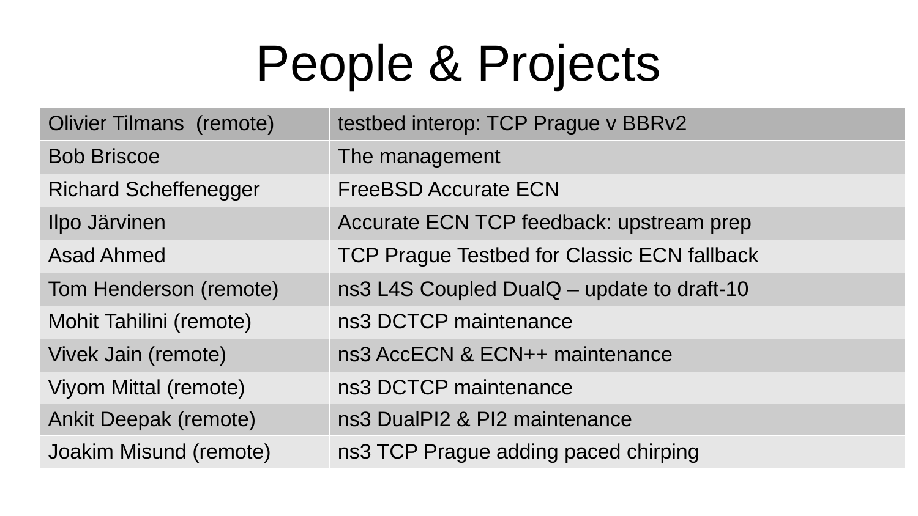# People & Projects

| | |
|---|---|
| Olivier Tilmans (remote) | testbed interop: TCP Prague v BBRv2 |
| Bob Briscoe | The management |
| Richard Scheffenegger | FreeBSD Accurate ECN |
| Ilpo Järvinen | Accurate ECN TCP feedback: upstream prep |
| Asad Ahmed | TCP Prague Testbed for Classic ECN fallback |
| Tom Henderson (remote) | ns3 L4S Coupled DualQ – update to draft-10 |
| Mohit Tahilini (remote) | ns3 DCTCP maintenance |
| Vivek Jain (remote) | ns3 AccECN & ECN++ maintenance |
| Viyom Mittal (remote) | ns3 DCTCP maintenance |
| Ankit Deepak (remote) | ns3 DualPI2 & PI2 maintenance |
| Joakim Misund (remote) | ns3 TCP Prague adding paced chirping |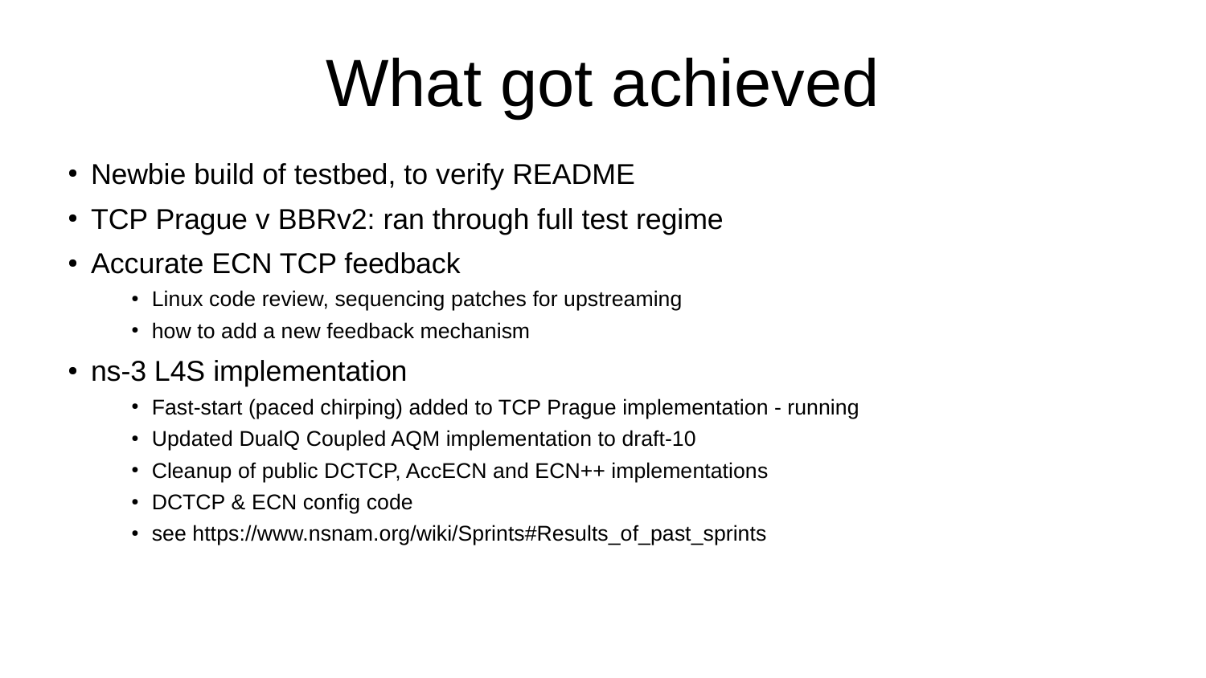# What got achieved

- Newbie build of testbed, to verify README
- TCP Prague v BBRv2: ran through full test regime
- Accurate ECN TCP feedback
  - Linux code review, sequencing patches for upstreaming
  - how to add a new feedback mechanism
- ns-3 L4S implementation
  - Fast-start (paced chirping) added to TCP Prague implementation - running
  - Updated DualQ Coupled AQM implementation to draft-10
  - Cleanup of public DCTCP, AccECN and ECN++ implementations
  - DCTCP & ECN config code
  - see https://www.nsnam.org/wiki/Sprints#Results_of_past_sprints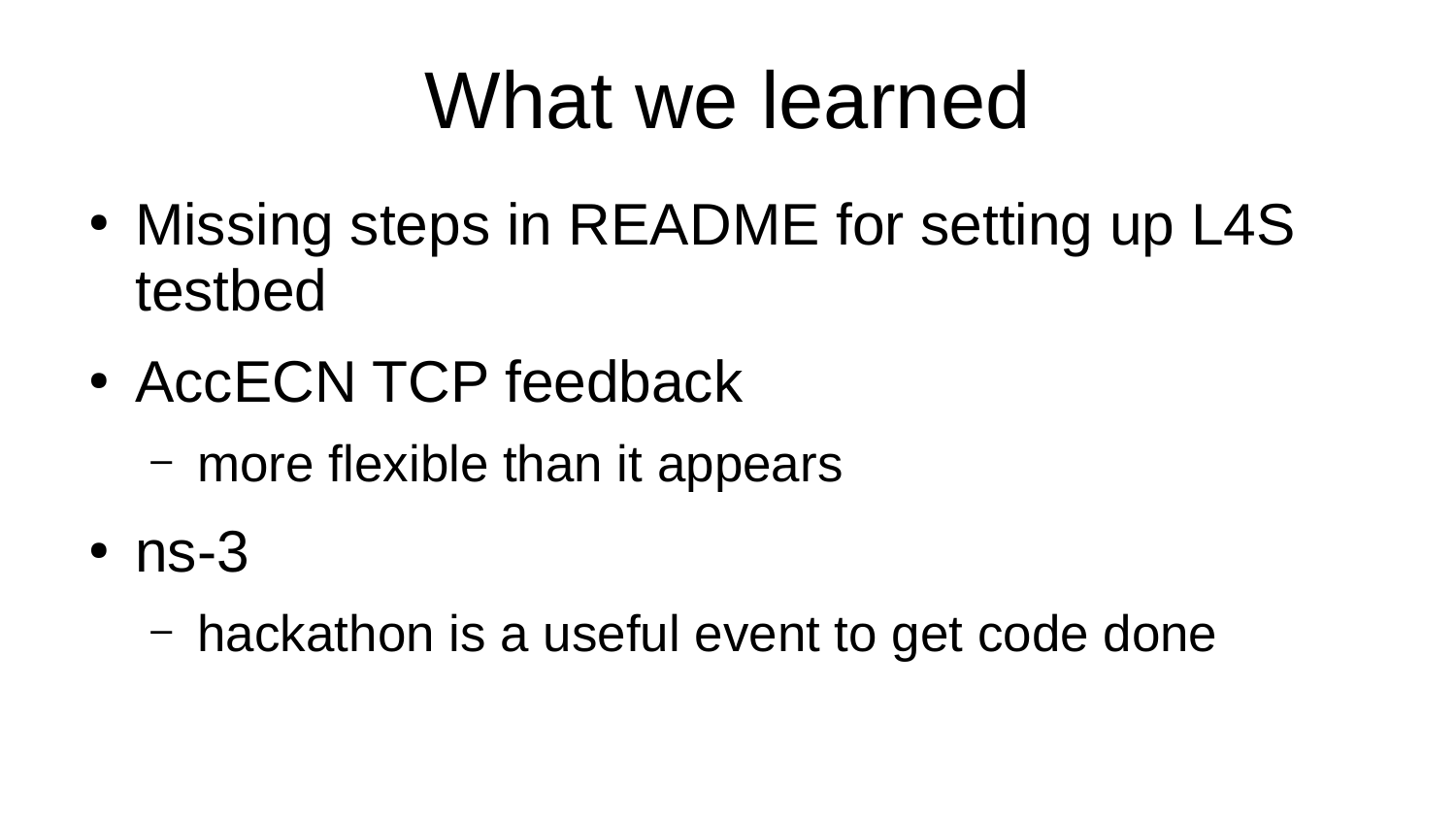# What we learned

- Missing steps in README for setting up L4S testbed
- AccECN TCP feedback
  - more flexible than it appears
- ns-3
  - hackathon is a useful event to get code done